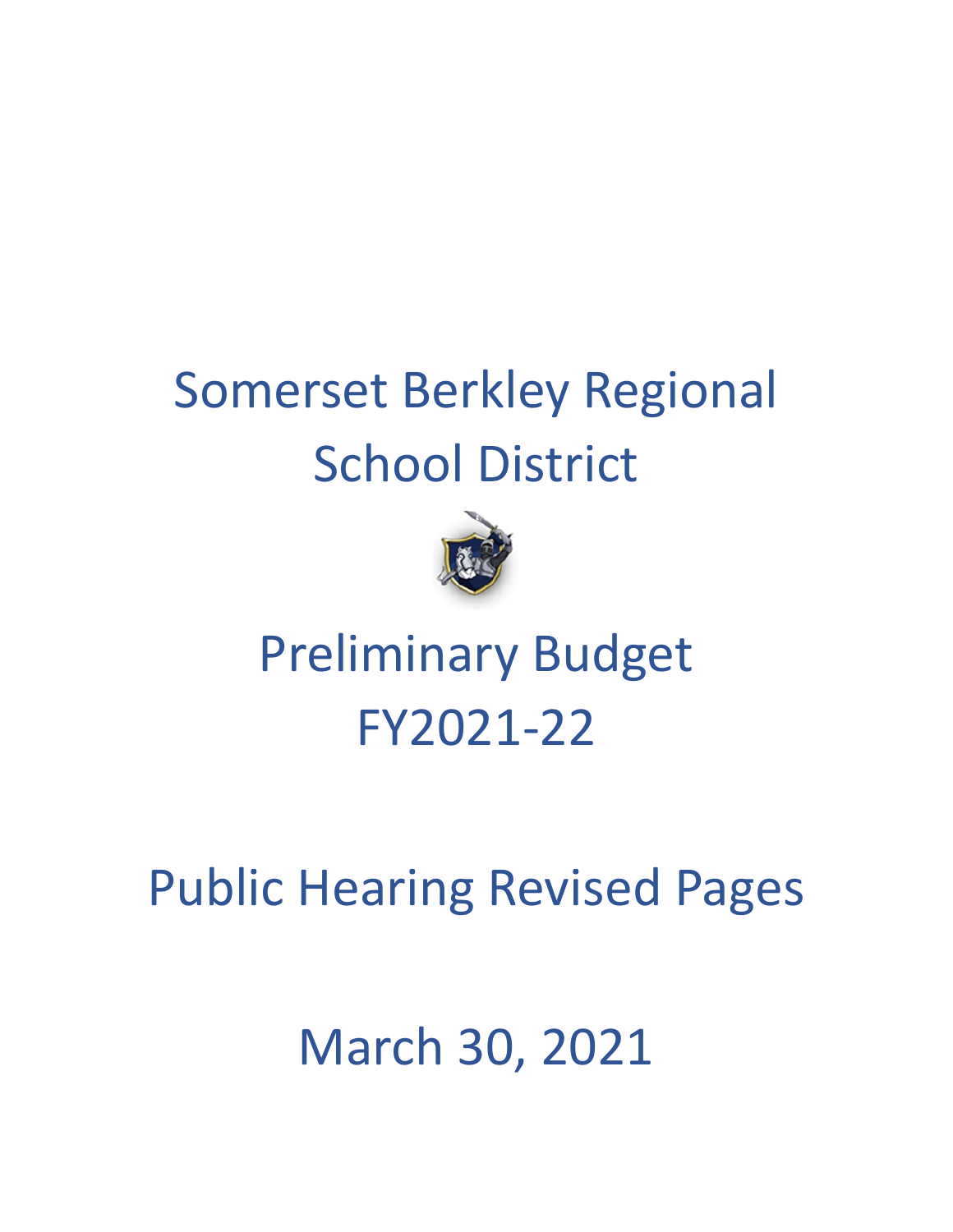# Somerset Berkley Regional School District

## Preliminary Budget FY2021-22

## Public Hearing Revised Pages

## March 30, 2021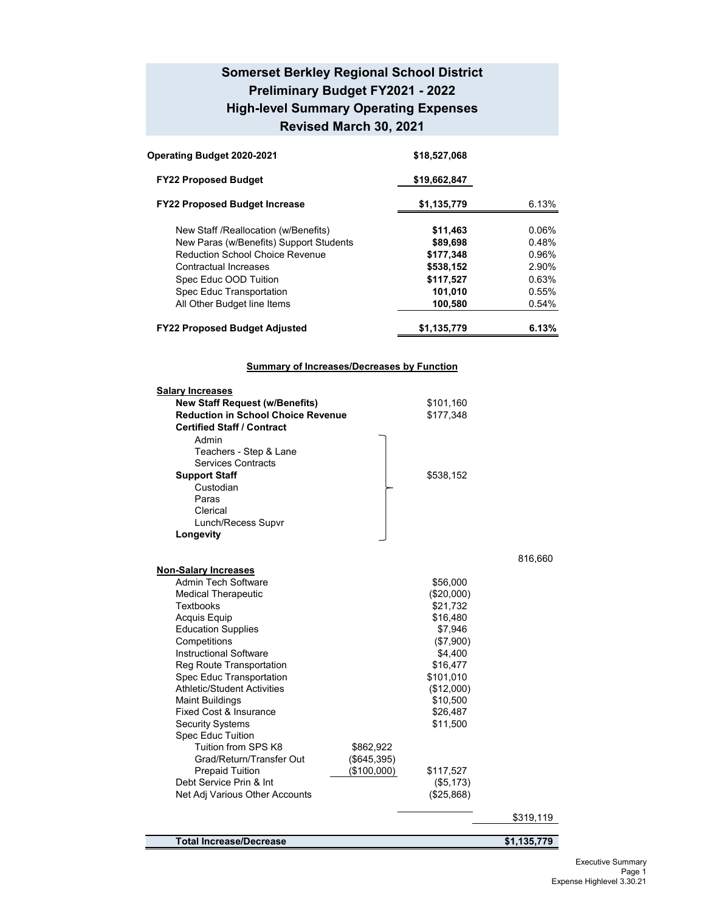# Somerset Berkley Regional School District
## Preliminary Budget FY2021 - 2022
## High-level Summary Operating Expenses
## Revised March 30, 2021

| | | |
|---|---|---|
| **Operating Budget 2020-2021** | **$18,527,068** | |
| **FY22 Proposed Budget** | **$19,662,847** | |
| **FY22 Proposed Budget Increase** | **$1,135,779** | 6.13% |
| New Staff /Reallocation (w/Benefits) | **$11,463** | 0.06% |
| New Paras (w/Benefits) Support Students | **$89,698** | 0.48% |
| Reduction School Choice Revenue | **$177,348** | 0.96% |
| Contractual Increases | **$538,152** | 2.90% |
| Spec Educ OOD Tuition | **$117,527** | 0.63% |
| Spec Educ Transportation | **101,010** | 0.55% |
| All Other Budget line Items | **100,580** | 0.54% |
| **FY22 Proposed Budget Adjusted** | **$1,135,779** | **6.13%** |

### Summary of Increases/Decreases by Function

| | | | |
|---|---|---|---|
| **Salary Increases** | | | |
| **New Staff Request (w/Benefits)** | | $101,160 | |
| **Reduction in School Choice Revenue** | | $177,348 | |
| **Certified Staff / Contract** | | | |
| Admin | | | |
| Teachers - Step & Lane | | | |
| Services Contracts | | | |
| **Support Staff** | | $538,152 | |
| Custodian | | | |
| Paras | | | |
| Clerical | | | |
| Lunch/Recess Supvr | | | |
| **Longevity** | | | |
| | | | 816,660 |
| **Non-Salary Increases** | | | |
| Admin Tech Software | | $56,000 | |
| Medical Therapeutic | | ($20,000) | |
| Textbooks | | $21,732 | |
| Acquis Equip | | $16,480 | |
| Education Supplies | | $7,946 | |
| Competitions | | ($7,900) | |
| Instructional Software | | $4,400 | |
| Reg Route Transportation | | $16,477 | |
| Spec Educ Transportation | | $101,010 | |
| Athletic/Student Activities | | ($12,000) | |
| Maint Buildings | | $10,500 | |
| Fixed Cost & Insurance | | $26,487 | |
| Security Systems | | $11,500 | |
| Spec Educ Tuition | | | |
| Tuition from SPS K8 | $862,922 | | |
| Grad/Return/Transfer Out | ($645,395) | | |
| Prepaid Tuition | ($100,000) | $117,527 | |
| Debt Service Prin & Int | | ($5,173) | |
| Net Adj Various Other Accounts | | ($25,868) | |
| | | | $319,119 |
| **Total Increase/Decrease** | | | **$1,135,779** |

Executive Summary
Expense Highlevel 3.30.21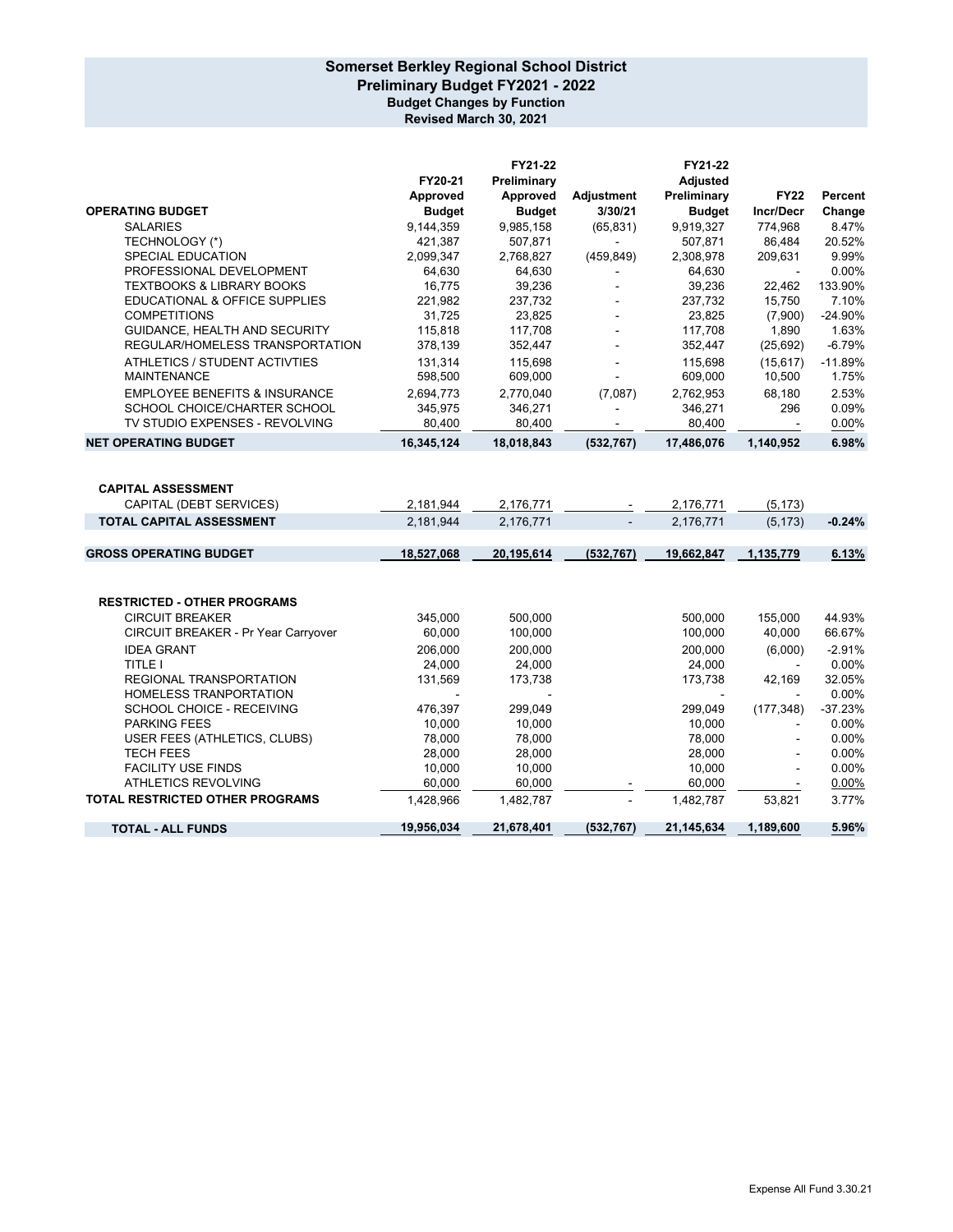## Somerset Berkley Regional School District
### Preliminary Budget FY2021 - 2022
**Budget Changes by Function**
**Revised March 30, 2021**

| OPERATING BUDGET | FY20-21 Approved Budget | FY21-22 Preliminary Approved Budget | Adjustment 3/30/21 | FY21-22 Adjusted Preliminary Budget | FY22 Incr/Decr | Percent Change |
|---|---|---|---|---|---|---|
| SALARIES | 9,144,359 | 9,985,158 | (65,831) | 9,919,327 | 774,968 | 8.47% |
| TECHNOLOGY (*) | 421,387 | 507,871 | - | 507,871 | 86,484 | 20.52% |
| SPECIAL EDUCATION | 2,099,347 | 2,768,827 | (459,849) | 2,308,978 | 209,631 | 9.99% |
| PROFESSIONAL DEVELOPMENT | 64,630 | 64,630 | - | 64,630 | - | 0.00% |
| TEXTBOOKS & LIBRARY BOOKS | 16,775 | 39,236 | - | 39,236 | 22,462 | 133.90% |
| EDUCATIONAL & OFFICE SUPPLIES | 221,982 | 237,732 | - | 237,732 | 15,750 | 7.10% |
| COMPETITIONS | 31,725 | 23,825 | - | 23,825 | (7,900) | -24.90% |
| GUIDANCE, HEALTH AND SECURITY | 115,818 | 117,708 | - | 117,708 | 1,890 | 1.63% |
| REGULAR/HOMELESS TRANSPORTATION | 378,139 | 352,447 | - | 352,447 | (25,692) | -6.79% |
| ATHLETICS / STUDENT ACTIVTIES | 131,314 | 115,698 | - | 115,698 | (15,617) | -11.89% |
| MAINTENANCE | 598,500 | 609,000 | - | 609,000 | 10,500 | 1.75% |
| EMPLOYEE BENEFITS & INSURANCE | 2,694,773 | 2,770,040 | (7,087) | 2,762,953 | 68,180 | 2.53% |
| SCHOOL CHOICE/CHARTER SCHOOL | 345,975 | 346,271 | - | 346,271 | 296 | 0.09% |
| TV STUDIO EXPENSES - REVOLVING | 80,400 | 80,400 | - | 80,400 | - | 0.00% |
| **NET OPERATING BUDGET** | **16,345,124** | **18,018,843** | **(532,767)** | **17,486,076** | **1,140,952** | **6.98%** |
| | | | | | | |
| **CAPITAL ASSESSMENT** | | | | | | |
| CAPITAL (DEBT SERVICES) | 2,181,944 | 2,176,771 | - | 2,176,771 | (5,173) | |
| **TOTAL CAPITAL ASSESSMENT** | 2,181,944 | 2,176,771 | - | 2,176,771 | (5,173) | **-0.24%** |
| | | | | | | |
| **GROSS OPERATING BUDGET** | **18,527,068** | **20,195,614** | **(532,767)** | **19,662,847** | **1,135,779** | **6.13%** |
| | | | | | | |
| **RESTRICTED - OTHER PROGRAMS** | | | | | | |
| CIRCUIT BREAKER | 345,000 | 500,000 | | 500,000 | 155,000 | 44.93% |
| CIRCUIT BREAKER - Pr Year Carryover | 60,000 | 100,000 | | 100,000 | 40,000 | 66.67% |
| IDEA GRANT | 206,000 | 200,000 | | 200,000 | (6,000) | -2.91% |
| TITLE I | 24,000 | 24,000 | | 24,000 | - | 0.00% |
| REGIONAL TRANSPORTATION | 131,569 | 173,738 | | 173,738 | 42,169 | 32.05% |
| HOMELESS TRANPORTATION | - | - | | - | - | 0.00% |
| SCHOOL CHOICE - RECEIVING | 476,397 | 299,049 | | 299,049 | (177,348) | -37.23% |
| PARKING FEES | 10,000 | 10,000 | | 10,000 | - | 0.00% |
| USER FEES (ATHLETICS, CLUBS) | 78,000 | 78,000 | | 78,000 | - | 0.00% |
| TECH FEES | 28,000 | 28,000 | | 28,000 | - | 0.00% |
| FACILITY USE FINDS | 10,000 | 10,000 | | 10,000 | - | 0.00% |
| ATHLETICS REVOLVING | 60,000 | 60,000 | - | 60,000 | - | 0.00% |
| **TOTAL RESTRICTED OTHER PROGRAMS** | 1,428,966 | 1,482,787 | - | 1,482,787 | 53,821 | 3.77% |
| | | | | | | |
| **TOTAL - ALL FUNDS** | **19,956,034** | **21,678,401** | **(532,767)** | **21,145,634** | **1,189,600** | **5.96%** |

Expense All Fund 3.30.21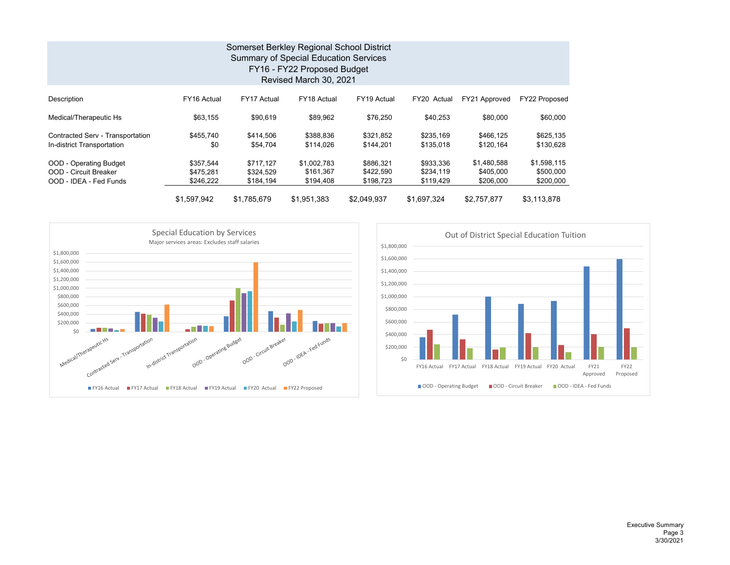# Somerset Berkley Regional School District
## Summary of Special Education Services
### FY16 - FY22 Proposed Budget
### Revised March 30, 2021

| Description | FY16 Actual | FY17 Actual | FY18 Actual | FY19 Actual | FY20 Actual | FY21 Approved | FY22 Proposed |
|---|---|---|---|---|---|---|---|
| Medical/Therapeutic Hs | $63,155 | $90,619 | $89,962 | $76,250 | $40,253 | $80,000 | $60,000 |
| Contracted Serv - Transportation | $455,740 | $414,506 | $388,836 | $321,852 | $235,169 | $466,125 | $625,135 |
| In-district Transportation | $0 | $54,704 | $114,026 | $144,201 | $135,018 | $120,164 | $130,628 |
| OOD - Operating Budget | $357,544 | $717,127 | $1,002,783 | $886,321 | $933,336 | $1,480,588 | $1,598,115 |
| OOD - Circuit Breaker | $475,281 | $324,529 | $161,367 | $422,590 | $234,119 | $405,000 | $500,000 |
| OOD - IDEA - Fed Funds | $246,222 | $184,194 | $194,408 | $198,723 | $119,429 | $206,000 | $200,000 |
| | $1,597,942 | $1,785,679 | $1,951,383 | $2,049,937 | $1,697,324 | $2,757,877 | $3,113,878 |

**Special Education by Services**

Major services areas: Excludes staff salaries

**Out of District Special Education Tuition**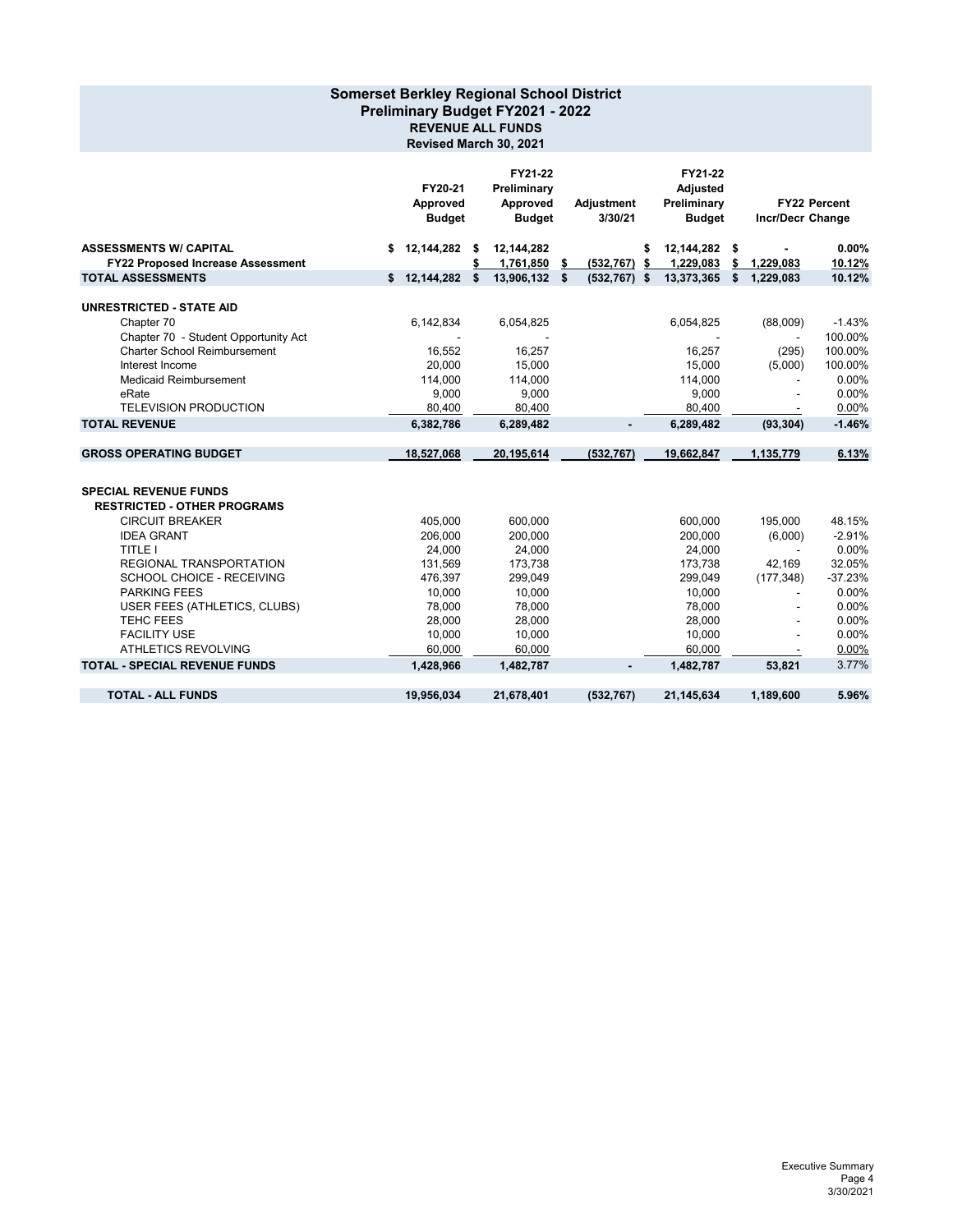# Somerset Berkley Regional School District
## Preliminary Budget FY2021 - 2022
### REVENUE ALL FUNDS
**Revised March 30, 2021**

| | FY20-21 Approved Budget | FY21-22 Preliminary Approved Budget | Adjustment 3/30/21 | FY21-22 Adjusted Preliminary Budget | FY22 Incr/Decr | Percent Change |
|---|---|---|---|---|---|---|
| **ASSESSMENTS W/ CAPITAL** | **$ 12,144,282** | **$ 12,144,282** | | **$ 12,144,282** | **$ -** | **0.00%** |
| **FY22 Proposed Increase Assessment** | | **$ 1,761,850** | **$ (532,767)** | **$ 1,229,083** | **$ 1,229,083** | **10.12%** |
| **TOTAL ASSESSMENTS** | **$ 12,144,282** | **$ 13,906,132** | **$ (532,767)** | **$ 13,373,365** | **$ 1,229,083** | **10.12%** |
| **UNRESTRICTED - STATE AID** | | | | | | |
| Chapter 70 | 6,142,834 | 6,054,825 | | 6,054,825 | (88,009) | -1.43% |
| Chapter 70 - Student Opportunity Act | - | - | | - | - | 100.00% |
| Charter School Reimbursement | 16,552 | 16,257 | | 16,257 | (295) | 100.00% |
| Interest Income | 20,000 | 15,000 | | 15,000 | (5,000) | 100.00% |
| Medicaid Reimbursement | 114,000 | 114,000 | | 114,000 | - | 0.00% |
| eRate | 9,000 | 9,000 | | 9,000 | - | 0.00% |
| TELEVISION PRODUCTION | 80,400 | 80,400 | | 80,400 | - | 0.00% |
| **TOTAL REVENUE** | **6,382,786** | **6,289,482** | **-** | **6,289,482** | **(93,304)** | **-1.46%** |
| **GROSS OPERATING BUDGET** | **18,527,068** | **20,195,614** | **(532,767)** | **19,662,847** | **1,135,779** | **6.13%** |
| **SPECIAL REVENUE FUNDS** | | | | | | |
| **RESTRICTED - OTHER PROGRAMS** | | | | | | |
| CIRCUIT BREAKER | 405,000 | 600,000 | | 600,000 | 195,000 | 48.15% |
| IDEA GRANT | 206,000 | 200,000 | | 200,000 | (6,000) | -2.91% |
| TITLE I | 24,000 | 24,000 | | 24,000 | - | 0.00% |
| REGIONAL TRANSPORTATION | 131,569 | 173,738 | | 173,738 | 42,169 | 32.05% |
| SCHOOL CHOICE - RECEIVING | 476,397 | 299,049 | | 299,049 | (177,348) | -37.23% |
| PARKING FEES | 10,000 | 10,000 | | 10,000 | - | 0.00% |
| USER FEES (ATHLETICS, CLUBS) | 78,000 | 78,000 | | 78,000 | - | 0.00% |
| TEHC FEES | 28,000 | 28,000 | | 28,000 | - | 0.00% |
| FACILITY USE | 10,000 | 10,000 | | 10,000 | - | 0.00% |
| ATHLETICS REVOLVING | 60,000 | 60,000 | | 60,000 | - | 0.00% |
| **TOTAL - SPECIAL REVENUE FUNDS** | **1,428,966** | **1,482,787** | **-** | **1,482,787** | **53,821** | 3.77% |
| **TOTAL - ALL FUNDS** | **19,956,034** | **21,678,401** | **(532,767)** | **21,145,634** | **1,189,600** | **5.96%** |

Executive Summary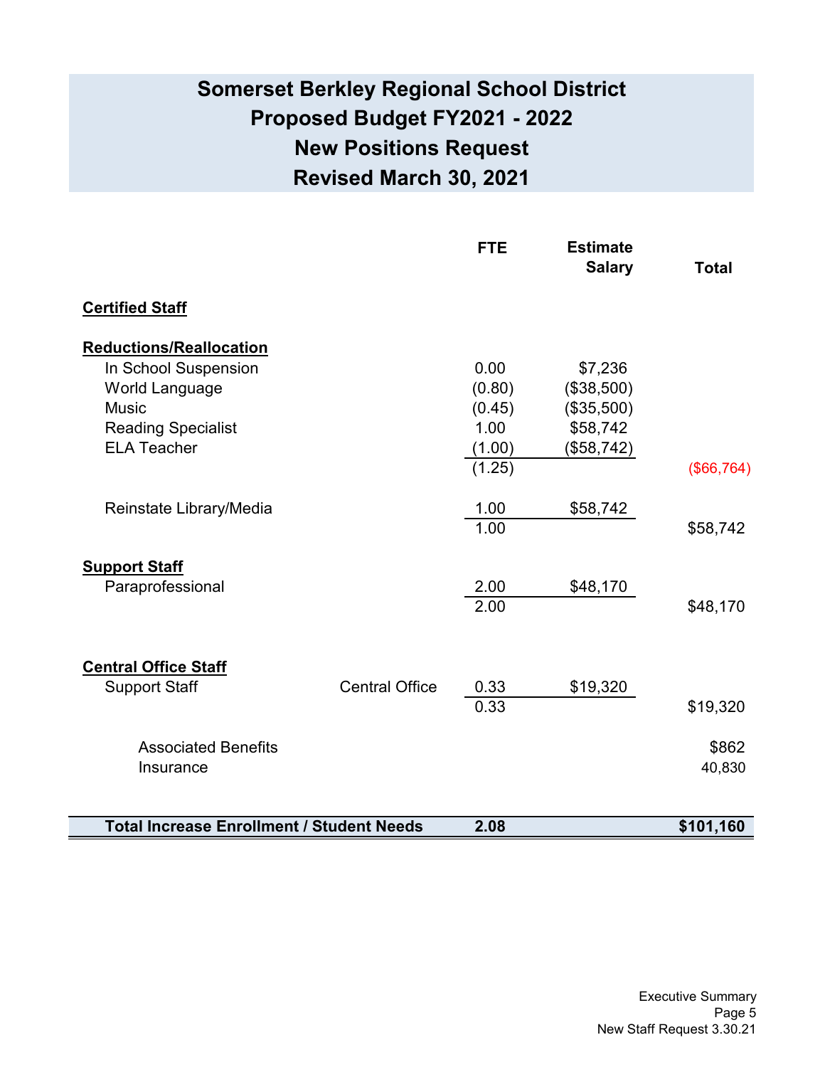# Somerset Berkley Regional School District
# Proposed Budget FY2021 - 2022
# New Positions Request
# Revised March 30, 2021

| | | FTE | Estimate Salary | Total |
|---|---|---|---|---|
| **Certified Staff** | | | | |
| **Reductions/Reallocation** | | | | |
| In School Suspension | | 0.00 | $7,236 | |
| World Language | | (0.80) | ($38,500) | |
| Music | | (0.45) | ($35,500) | |
| Reading Specialist | | 1.00 | $58,742 | |
| ELA Teacher | | (1.00) | ($58,742) | |
| | | (1.25) | | ($66,764) |
| Reinstate Library/Media | | 1.00 | $58,742 | |
| | | 1.00 | | $58,742 |
| **Support Staff** | | | | |
| Paraprofessional | | 2.00 | $48,170 | |
| | | 2.00 | | $48,170 |
| **Central Office Staff** | | | | |
| Support Staff | Central Office | 0.33 | $19,320 | |
| | | 0.33 | | $19,320 |
| Associated Benefits | | | | $862 |
| Insurance | | | | 40,830 |
| **Total Increase Enrollment / Student Needs** | | **2.08** | | **$101,160** |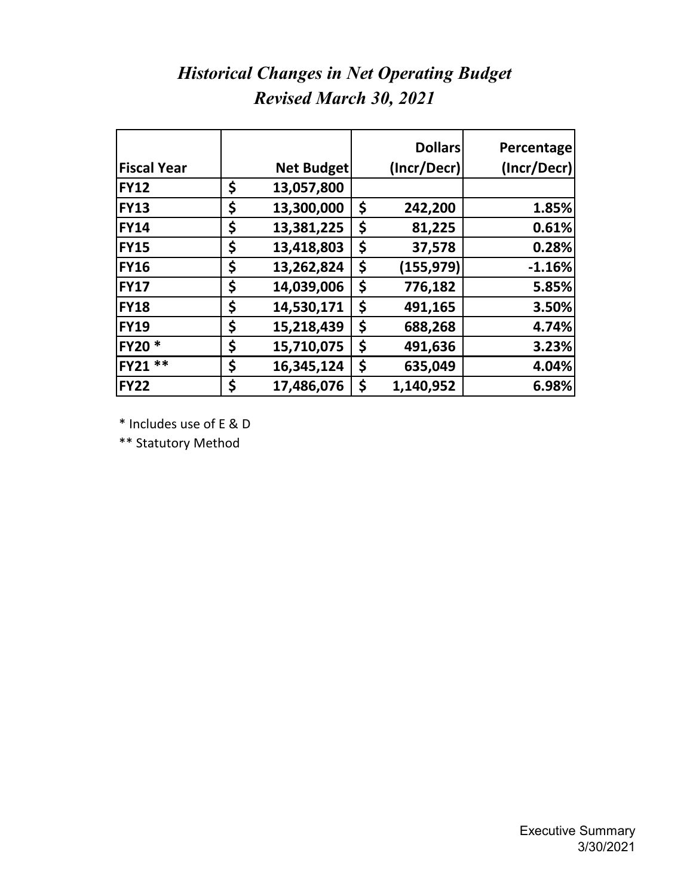# *Historical Changes in Net Operating Budget*
## *Revised March 30, 2021*

| Fiscal Year | Net Budget | Dollars (Incr/Decr) | Percentage (Incr/Decr) |
|---|---|---|---|
| **FY12** | **$ 13,057,800** | | |
| **FY13** | **$ 13,300,000** | **$ 242,200** | **1.85%** |
| **FY14** | **$ 13,381,225** | **$ 81,225** | **0.61%** |
| **FY15** | **$ 13,418,803** | **$ 37,578** | **0.28%** |
| **FY16** | **$ 13,262,824** | **$ (155,979)** | **-1.16%** |
| **FY17** | **$ 14,039,006** | **$ 776,182** | **5.85%** |
| **FY18** | **$ 14,530,171** | **$ 491,165** | **3.50%** |
| **FY19** | **$ 15,218,439** | **$ 688,268** | **4.74%** |
| **FY20 *** | **$ 15,710,075** | **$ 491,636** | **3.23%** |
| **FY21 **** | **$ 16,345,124** | **$ 635,049** | **4.04%** |
| **FY22** | **$ 17,486,076** | **$ 1,140,952** | **6.98%** |

* Includes use of E & D

** Statutory Method

Executive Summary
3/30/2021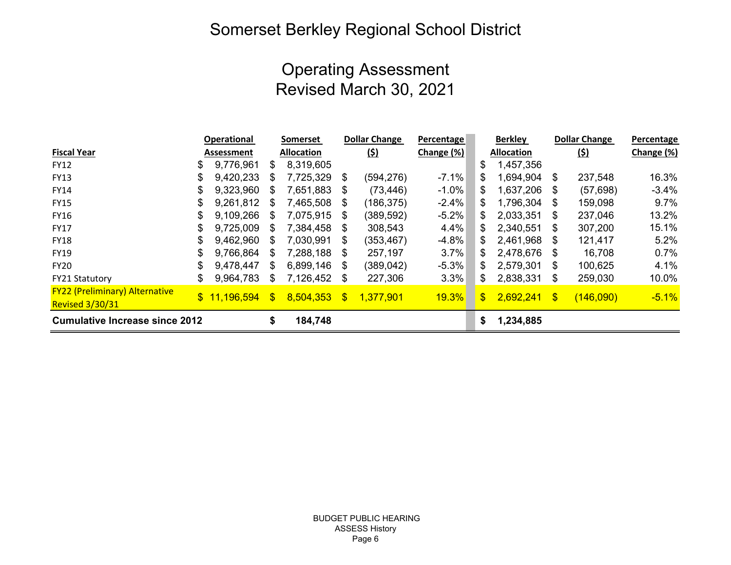# Somerset Berkley Regional School District

## Operating Assessment
## Revised March 30, 2021

| Fiscal Year | Operational Assessment | Somerset Allocation | Dollar Change ($) | Percentage Change (%) | Berkley Allocation | Dollar Change ($) | Percentage Change (%) |
|---|---|---|---|---|---|---|---|
| FY12 | $ 9,776,961 | $ 8,319,605 | | | $ 1,457,356 | | |
| FY13 | $ 9,420,233 | $ 7,725,329 | $ (594,276) | -7.1% | $ 1,694,904 | $ 237,548 | 16.3% |
| FY14 | $ 9,323,960 | $ 7,651,883 | $ (73,446) | -1.0% | $ 1,637,206 | $ (57,698) | -3.4% |
| FY15 | $ 9,261,812 | $ 7,465,508 | $ (186,375) | -2.4% | $ 1,796,304 | $ 159,098 | 9.7% |
| FY16 | $ 9,109,266 | $ 7,075,915 | $ (389,592) | -5.2% | $ 2,033,351 | $ 237,046 | 13.2% |
| FY17 | $ 9,725,009 | $ 7,384,458 | $ 308,543 | 4.4% | $ 2,340,551 | $ 307,200 | 15.1% |
| FY18 | $ 9,462,960 | $ 7,030,991 | $ (353,467) | -4.8% | $ 2,461,968 | $ 121,417 | 5.2% |
| FY19 | $ 9,766,864 | $ 7,288,188 | $ 257,197 | 3.7% | $ 2,478,676 | $ 16,708 | 0.7% |
| FY20 | $ 9,478,447 | $ 6,899,146 | $ (389,042) | -5.3% | $ 2,579,301 | $ 100,625 | 4.1% |
| FY21 Statutory | $ 9,964,783 | $ 7,126,452 | $ 227,306 | 3.3% | $ 2,838,331 | $ 259,030 | 10.0% |
| FY22 (Preliminary) Alternative Revised 3/30/31 | $ 11,196,594 | $ 8,504,353 | $ 1,377,901 | 19.3% | $ 2,692,241 | $ (146,090) | -5.1% |
| **Cumulative Increase since 2012** | | **$ 184,748** | | | **$ 1,234,885** | | |

BUDGET PUBLIC HEARING
ASSESS History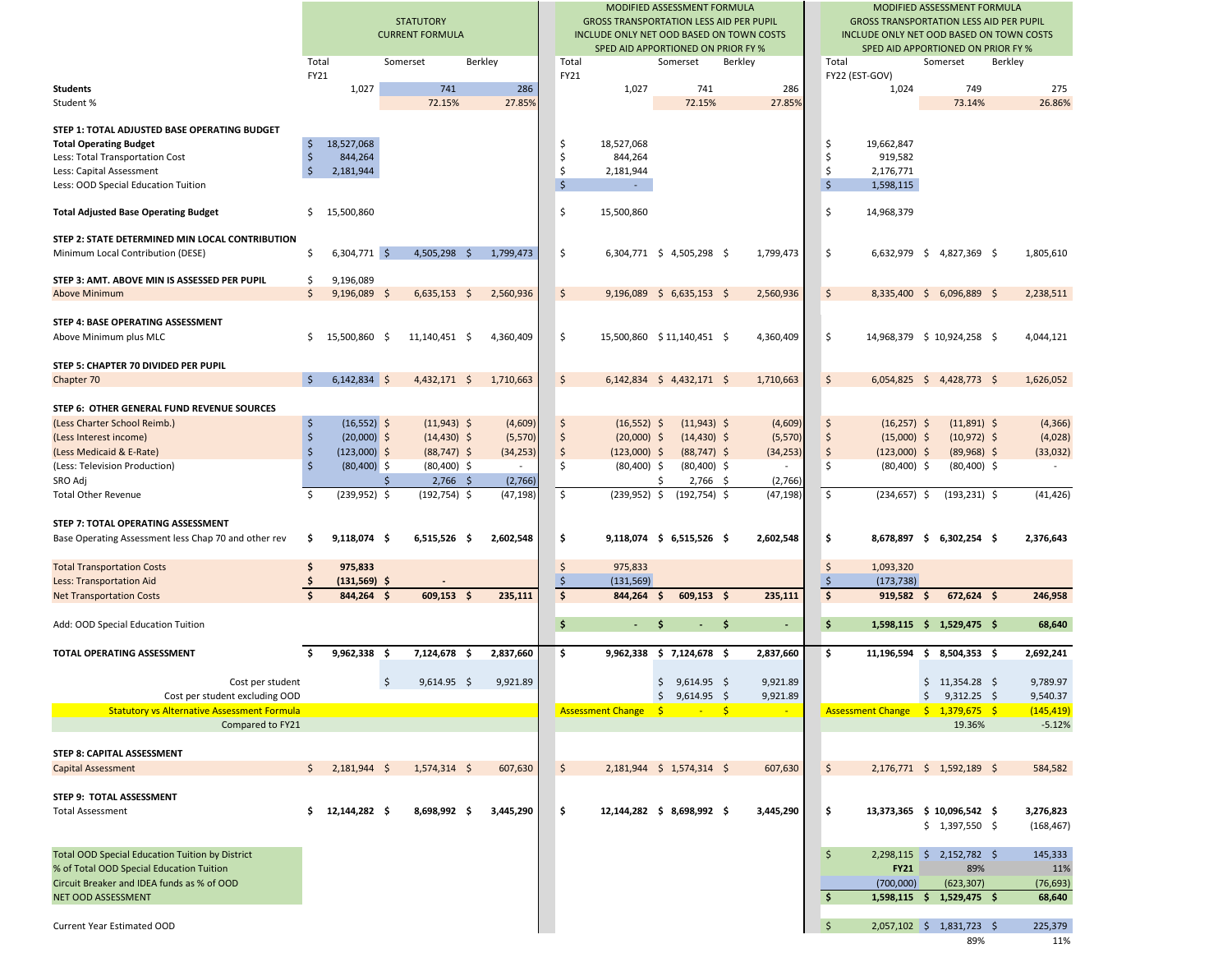| | STATUTORY CURRENT FORMULA | | | MODIFIED ASSESSMENT FORMULA GROSS TRANSPORTATION LESS AID PER PUPIL INCLUDE ONLY NET OOD BASED ON TOWN COSTS SPED AID APPORTIONED ON PRIOR FY % | | | MODIFIED ASSESSMENT FORMULA GROSS TRANSPORTATION LESS AID PER PUPIL INCLUDE ONLY NET OOD BASED ON TOWN COSTS SPED AID APPORTIONED ON PRIOR FY % | | |
|---|---|---|---|---|---|---|---|---|---|
| | Total FY21 | Somerset | Berkley | Total FY21 | Somerset | Berkley | Total FY22 (EST-GOV) | Somerset | Berkley |
| **Students** | 1,027 | 741 | 286 | 1,027 | 741 | 286 | 1,024 | 749 | 275 |
| Student % | | 72.15% | 27.85% | | 72.15% | 27.85% | | 73.14% | 26.86% |
| **STEP 1: TOTAL ADJUSTED BASE OPERATING BUDGET** | | | | | | | | | |
| **Total Operating Budget** | $ 18,527,068 | | | $ 18,527,068 | | | $ 19,662,847 | | |
| Less: Total Transportation Cost | $ 844,264 | | | $ 844,264 | | | $ 919,582 | | |
| Less: Capital Assessment | $ 2,181,944 | | | $ 2,181,944 | | | $ 2,176,771 | | |
| Less: OOD Special Education Tuition | | | | $ - | | | $ 1,598,115 | | |
| **Total Adjusted Base Operating Budget** | $ 15,500,860 | | | $ 15,500,860 | | | $ 14,968,379 | | |
| **STEP 2: STATE DETERMINED MIN LOCAL CONTRIBUTION** | | | | | | | | | |
| Minimum Local Contribution (DESE) | $ 6,304,771 | $ 4,505,298 | $ 1,799,473 | $ 6,304,771 | $ 4,505,298 | $ 1,799,473 | $ 6,632,979 | $ 4,827,369 | $ 1,805,610 |
| **STEP 3: AMT. ABOVE MIN IS ASSESSED PER PUPIL** | $ 9,196,089 | | | | | | | | |
| Above Minimum | $ 9,196,089 | $ 6,635,153 | $ 2,560,936 | $ 9,196,089 | $ 6,635,153 | $ 2,560,936 | $ 8,335,400 | $ 6,096,889 | $ 2,238,511 |
| **STEP 4: BASE OPERATING ASSESSMENT** | | | | | | | | | |
| Above Minimum plus MLC | $ 15,500,860 | $ 11,140,451 | $ 4,360,409 | $ 15,500,860 | $ 11,140,451 | $ 4,360,409 | $ 14,968,379 | $ 10,924,258 | $ 4,044,121 |
| **STEP 5: CHAPTER 70 DIVIDED PER PUPIL** | | | | | | | | | |
| Chapter 70 | $ 6,142,834 | $ 4,432,171 | $ 1,710,663 | $ 6,142,834 | $ 4,432,171 | $ 1,710,663 | $ 6,054,825 | $ 4,428,773 | $ 1,626,052 |
| **STEP 6: OTHER GENERAL FUND REVENUE SOURCES** | | | | | | | | | |
| (Less Charter School Reimb.) | $ (16,552) | $ (11,943) | $ (4,609) | $ (16,552) | $ (11,943) | $ (4,609) | $ (16,257) | $ (11,891) | $ (4,366) |
| (Less Interest income) | $ (20,000) | $ (14,430) | $ (5,570) | $ (20,000) | $ (14,430) | $ (5,570) | $ (15,000) | $ (10,972) | $ (4,028) |
| (Less Medicaid & E-Rate) | $ (123,000) | $ (88,747) | $ (34,253) | $ (123,000) | $ (88,747) | $ (34,253) | $ (123,000) | $ (89,968) | $ (33,032) |
| (Less: Television Production) | $ (80,400) | $ (80,400) | $ - | $ (80,400) | $ (80,400) | $ - | $ (80,400) | $ (80,400) | $ - |
| SRO Adj | | $ 2,766 | $ (2,766) | | $ 2,766 | $ (2,766) | | | |
| Total Other Revenue | $ (239,952) | $ (192,754) | $ (47,198) | $ (239,952) | $ (192,754) | $ (47,198) | $ (234,657) | $ (193,231) | $ (41,426) |
| **STEP 7: TOTAL OPERATING ASSESSMENT** | | | | | | | | | |
| Base Operating Assessment less Chap 70 and other rev | **$ 9,118,074** | **$ 6,515,526** | **$ 2,602,548** | **$ 9,118,074** | **$ 6,515,526** | **$ 2,602,548** | **$ 8,678,897** | **$ 6,302,254** | **$ 2,376,643** |
| Total Transportation Costs | **$ 975,833** | | | $ 975,833 | | | $ 1,093,320 | | |
| Less: Transportation Aid | **$ (131,569)** | **$ -** | | $ (131,569) | | | $ (173,738) | | |
| Net Transportation Costs | **$ 844,264** | **$ 609,153** | **$ 235,111** | **$ 844,264** | **$ 609,153** | **$ 235,111** | **$ 919,582** | **$ 672,624** | **$ 246,958** |
| Add: OOD Special Education Tuition | | | | **$ -** | **$ -** | **$ -** | **$ 1,598,115** | **$ 1,529,475** | **$ 68,640** |
| **TOTAL OPERATING ASSESSMENT** | **$ 9,962,338** | **$ 7,124,678** | **$ 2,837,660** | **$ 9,962,338** | **$ 7,124,678** | **$ 2,837,660** | **$ 11,196,594** | **$ 8,504,353** | **$ 2,692,241** |
| Cost per student | | $ 9,614.95 | $ 9,921.89 | | $ 9,614.95 | $ 9,921.89 | | $ 11,354.28 | $ 9,789.97 |
| Cost per student excluding OOD | | | | | $ 9,614.95 | $ 9,921.89 | | $ 9,312.25 | $ 9,540.37 |
| Statutory vs Alternative Assessment Formula | | | | Assessment Change | $ - | $ - | Assessment Change | $ 1,379,675 | $ (145,419) |
| Compared to FY21 | | | | | | | | 19.36% | -5.12% |
| **STEP 8: CAPITAL ASSESSMENT** | | | | | | | | | |
| Capital Assessment | $ 2,181,944 | $ 1,574,314 | $ 607,630 | $ 2,181,944 | $ 1,574,314 | $ 607,630 | $ 2,176,771 | $ 1,592,189 | $ 584,582 |
| **STEP 9: TOTAL ASSESSMENT** | | | | | | | | | |
| Total Assessment | **$ 12,144,282** | **$ 8,698,992** | **$ 3,445,290** | **$ 12,144,282** | **$ 8,698,992** | **$ 3,445,290** | **$ 13,373,365** | **$ 10,096,542** | **$ 3,276,823** |
| | | | | | | | | $ 1,397,550 | $ (168,467) |
| Total OOD Special Education Tuition by District | | | | | | | $ 2,298,115 | $ 2,152,782 | $ 145,333 |
| % of Total OOD Special Education Tuition | | | | | | | **FY21** | 89% | 11% |
| Circuit Breaker and IDEA funds as % of OOD | | | | | | | (700,000) | (623,307) | (76,693) |
| NET OOD ASSESSMENT | | | | | | | **$ 1,598,115** | **$ 1,529,475** | **$ 68,640** |
| Current Year Estimated OOD | | | | | | | $ 2,057,102 | $ 1,831,723 | $ 225,379 |
| | | | | | | | | 89% | 11% |